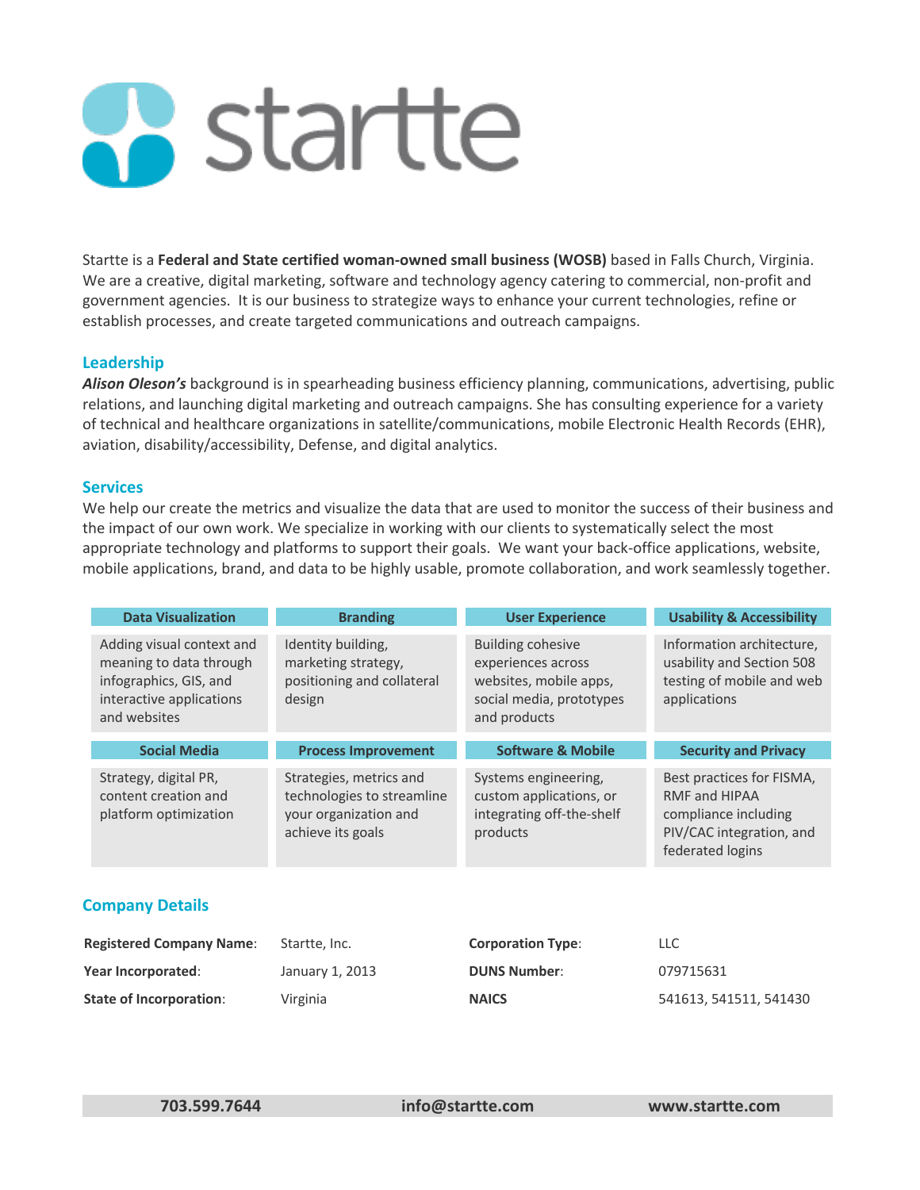# startte

Startte is a **Federal and State certified woman-owned small business (WOSB)** based in Falls Church, Virginia. We are a creative, digital marketing, software and technology agency catering to commercial, non-profit and government agencies. It is our business to strategize ways to enhance your current technologies, refine or establish processes, and create targeted communications and outreach campaigns.

## Leadership

***Alison Oleson's*** background is in spearheading business efficiency planning, communications, advertising, public relations, and launching digital marketing and outreach campaigns. She has consulting experience for a variety of technical and healthcare organizations in satellite/communications, mobile Electronic Health Records (EHR), aviation, disability/accessibility, Defense, and digital analytics.

## Services

We help our create the metrics and visualize the data that are used to monitor the success of their business and the impact of our own work. We specialize in working with our clients to systematically select the most appropriate technology and platforms to support their goals. We want your back-office applications, website, mobile applications, brand, and data to be highly usable, promote collaboration, and work seamlessly together.

| Data Visualization | Branding | User Experience | Usability & Accessibility |
|---|---|---|---|
| Adding visual context and meaning to data through infographics, GIS, and interactive applications and websites | Identity building, marketing strategy, positioning and collateral design | Building cohesive experiences across websites, mobile apps, social media, prototypes and products | Information architecture, usability and Section 508 testing of mobile and web applications |
| **Social Media** | **Process Improvement** | **Software & Mobile** | **Security and Privacy** |
| Strategy, digital PR, content creation and platform optimization | Strategies, metrics and technologies to streamline your organization and achieve its goals | Systems engineering, custom applications, or integrating off-the-shelf products | Best practices for FISMA, RMF and HIPAA compliance including PIV/CAC integration, and federated logins |

## Company Details

| | | | |
|---|---|---|---|
| **Registered Company Name**: | Startte, Inc. | **Corporation Type**: | LLC |
| **Year Incorporated**: | January 1, 2013 | **DUNS Number**: | 079715631 |
| **State of Incorporation**: | Virginia | **NAICS** | 541613, 541511, 541430 |

**703.599.7644** | **info@startte.com** | **www.startte.com**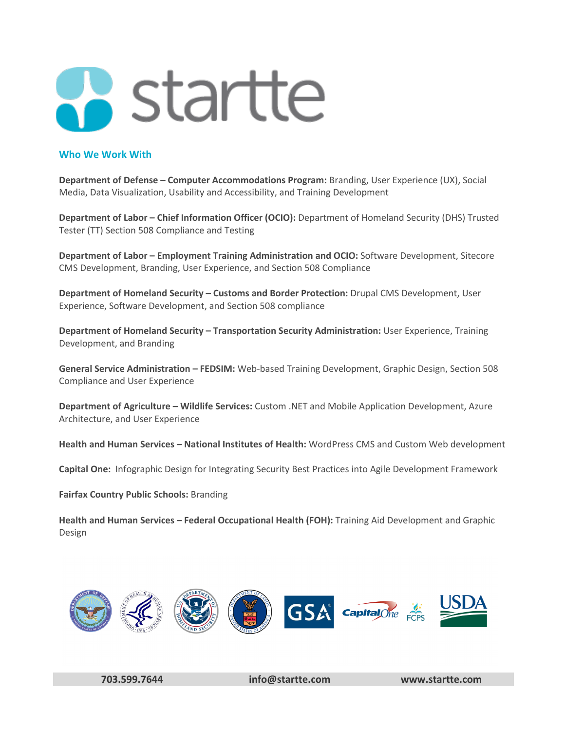# startte

## Who We Work With

**Department of Defense – Computer Accommodations Program:** Branding, User Experience (UX), Social Media, Data Visualization, Usability and Accessibility, and Training Development

**Department of Labor – Chief Information Officer (OCIO):** Department of Homeland Security (DHS) Trusted Tester (TT) Section 508 Compliance and Testing

**Department of Labor – Employment Training Administration and OCIO:** Software Development, Sitecore CMS Development, Branding, User Experience, and Section 508 Compliance

**Department of Homeland Security – Customs and Border Protection:** Drupal CMS Development, User Experience, Software Development, and Section 508 compliance

**Department of Homeland Security – Transportation Security Administration:** User Experience, Training Development, and Branding

**General Service Administration – FEDSIM:** Web-based Training Development, Graphic Design, Section 508 Compliance and User Experience

**Department of Agriculture – Wildlife Services:** Custom .NET and Mobile Application Development, Azure Architecture, and User Experience

**Health and Human Services – National Institutes of Health:** WordPress CMS and Custom Web development

**Capital One:** Infographic Design for Integrating Security Best Practices into Agile Development Framework

**Fairfax Country Public Schools:** Branding

**Health and Human Services – Federal Occupational Health (FOH):** Training Aid Development and Graphic Design

703.599.7644 | info@startte.com | www.startte.com